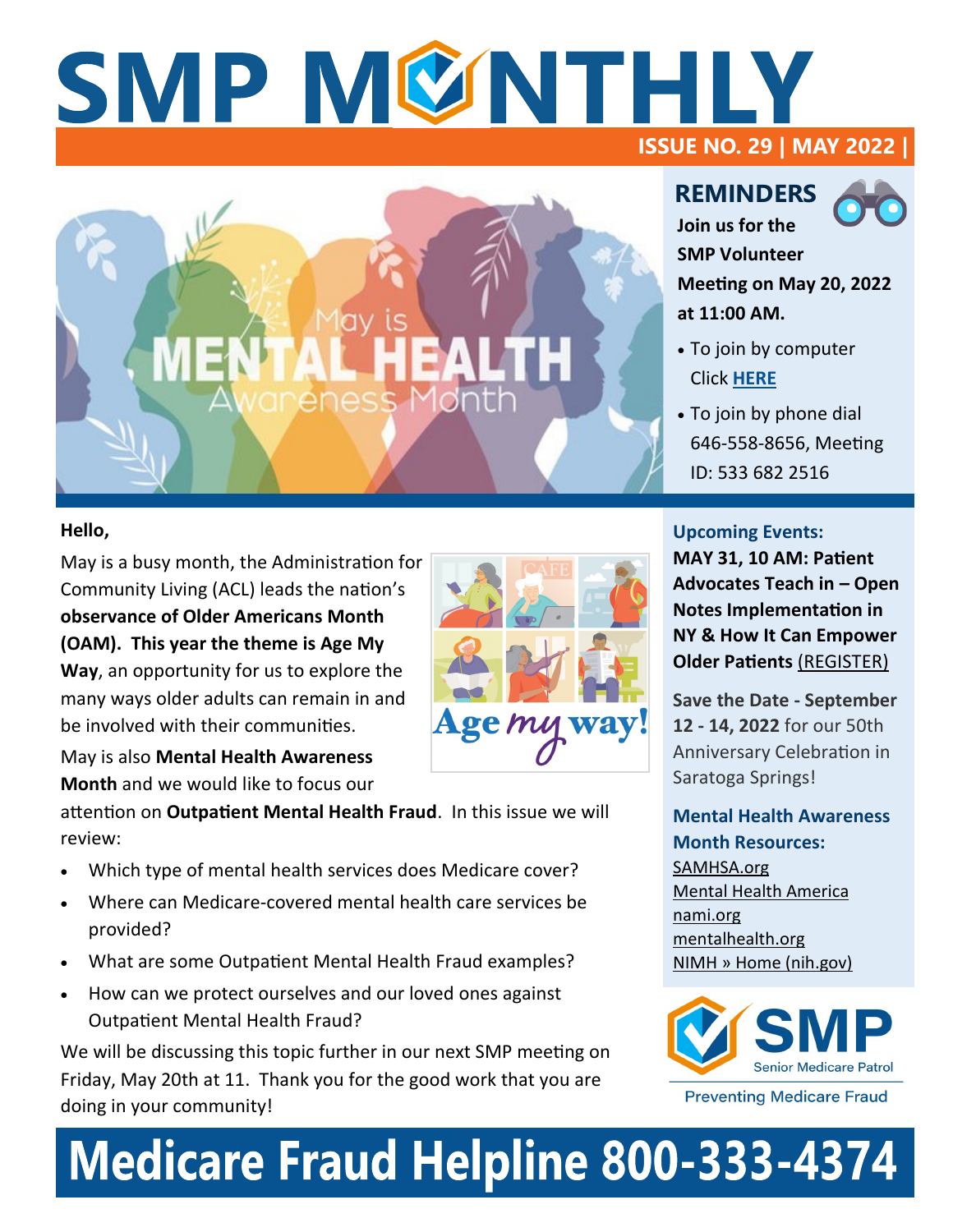# SMP MONTHLY

**ISSUE NO. 29 | MAY 2022 |**

May is MENTAL HEALTH Awareness Month

## REMINDERS

**Join us for the SMP Volunteer Meeting on May 20, 2022 at 11:00 AM.**

- To join by computer Click **HERE**
- To join by phone dial 646-558-8656, Meeting ID: 533 682 2516

**Hello,**

May is a busy month, the Administration for Community Living (ACL) leads the nation's **observance of Older Americans Month (OAM). This year the theme is Age My Way**, an opportunity for us to explore the many ways older adults can remain in and be involved with their communities.

Age my way!

May is also **Mental Health Awareness Month** and we would like to focus our attention on **Outpatient Mental Health Fraud**. In this issue we will review:

- Which type of mental health services does Medicare cover?
- Where can Medicare-covered mental health care services be provided?
- What are some Outpatient Mental Health Fraud examples?
- How can we protect ourselves and our loved ones against Outpatient Mental Health Fraud?

We will be discussing this topic further in our next SMP meeting on Friday, May 20th at 11. Thank you for the good work that you are doing in your community!

### Upcoming Events:

**MAY 31, 10 AM: Patient Advocates Teach in – Open Notes Implementation in NY & How It Can Empower Older Patients** (REGISTER)

**Save the Date - September 12 - 14, 2022** for our 50th Anniversary Celebration in Saratoga Springs!

### Mental Health Awareness Month Resources:

SAMHSA.org
Mental Health America
nami.org
mentalhealth.org
NIMH » Home (nih.gov)

SMP Senior Medicare Patrol
Preventing Medicare Fraud

# Medicare Fraud Helpline 800-333-4374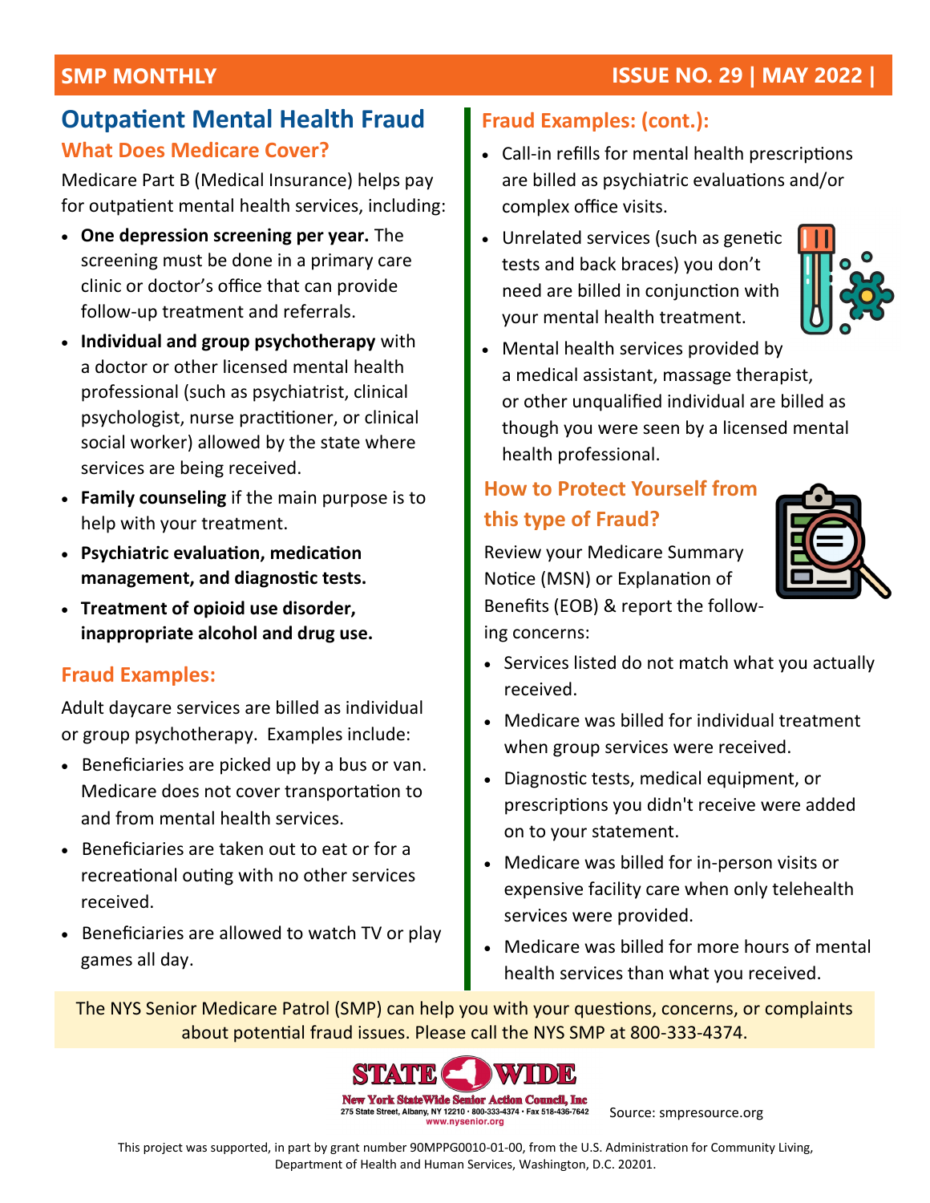SMP MONTHLY | ISSUE NO. 29 | MAY 2022 |

# Outpatient Mental Health Fraud

## What Does Medicare Cover?

Medicare Part B (Medical Insurance) helps pay for outpatient mental health services, including:

- **One depression screening per year.** The screening must be done in a primary care clinic or doctor's office that can provide follow-up treatment and referrals.
- **Individual and group psychotherapy** with a doctor or other licensed mental health professional (such as psychiatrist, clinical psychologist, nurse practitioner, or clinical social worker) allowed by the state where services are being received.
- **Family counseling** if the main purpose is to help with your treatment.
- **Psychiatric evaluation, medication management, and diagnostic tests.**
- **Treatment of opioid use disorder, inappropriate alcohol and drug use.**

## Fraud Examples:

Adult daycare services are billed as individual or group psychotherapy. Examples include:

- Beneficiaries are picked up by a bus or van. Medicare does not cover transportation to and from mental health services.
- Beneficiaries are taken out to eat or for a recreational outing with no other services received.
- Beneficiaries are allowed to watch TV or play games all day.

## Fraud Examples: (cont.):

- Call-in refills for mental health prescriptions are billed as psychiatric evaluations and/or complex office visits.
- Unrelated services (such as genetic tests and back braces) you don't need are billed in conjunction with your mental health treatment.
- Mental health services provided by a medical assistant, massage therapist, or other unqualified individual are billed as though you were seen by a licensed mental health professional.

## How to Protect Yourself from this type of Fraud?

Review your Medicare Summary Notice (MSN) or Explanation of Benefits (EOB) & report the following concerns:

- Services listed do not match what you actually received.
- Medicare was billed for individual treatment when group services were received.
- Diagnostic tests, medical equipment, or prescriptions you didn't receive were added on to your statement.
- Medicare was billed for in-person visits or expensive facility care when only telehealth services were provided.
- Medicare was billed for more hours of mental health services than what you received.

The NYS Senior Medicare Patrol (SMP) can help you with your questions, concerns, or complaints about potential fraud issues. Please call the NYS SMP at 800-333-4374.

STATE WIDE

New York StateWide Senior Action Council, Inc
275 State Street, Albany, NY 12210 · 800-333-4374 · Fax 518-436-7642
www.nysenior.org

Source: smpresource.org

This project was supported, in part by grant number 90MPPG0010-01-00, from the U.S. Administration for Community Living, Department of Health and Human Services, Washington, D.C. 20201.